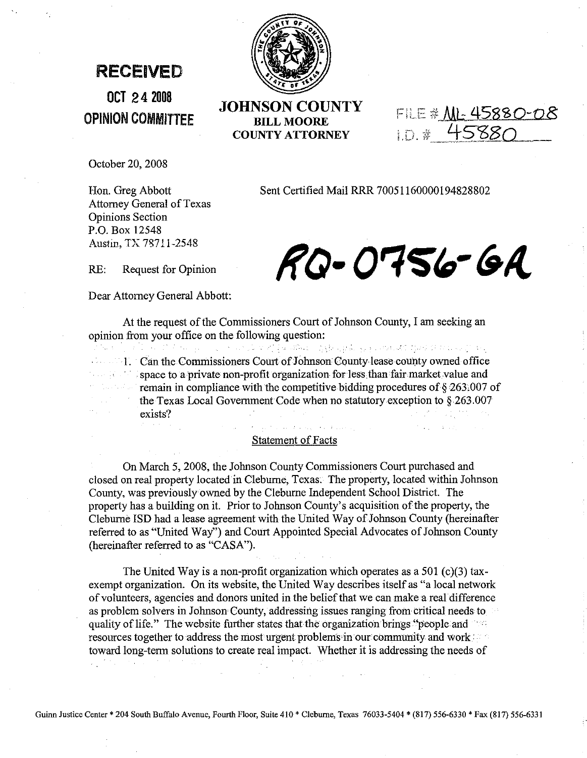**RECEIVED**

**OCT 24 2008**

**OPINION COMMITTEE**

**JOHNSON COUNTY**
**BILL MOORE**
**COUNTY ATTORNEY**

FILE # ML-45880-08
I.D. # 45880

October 20, 2008

Hon. Greg Abbott
Attorney General of Texas
Opinions Section
P.O. Box 12548
Austin, TX 78711-2548

Sent Certified Mail RRR 70051160000194828802

**RQ-0756-GA**

RE: Request for Opinion

Dear Attorney General Abbott:

At the request of the Commissioners Court of Johnson County, I am seeking an opinion from your office on the following question:

1. Can the Commissioners Court of Johnson County lease county owned office space to a private non-profit organization for less than fair market value and remain in compliance with the competitive bidding procedures of § 263.007 of the Texas Local Government Code when no statutory exception to § 263.007 exists?

Statement of Facts

On March 5, 2008, the Johnson County Commissioners Court purchased and closed on real property located in Cleburne, Texas. The property, located within Johnson County, was previously owned by the Cleburne Independent School District. The property has a building on it. Prior to Johnson County's acquisition of the property, the Cleburne ISD had a lease agreement with the United Way of Johnson County (hereinafter referred to as "United Way") and Court Appointed Special Advocates of Johnson County (hereinafter referred to as "CASA").

The United Way is a non-profit organization which operates as a 501 (c)(3) tax-exempt organization. On its website, the United Way describes itself as "a local network of volunteers, agencies and donors united in the belief that we can make a real difference as problem solvers in Johnson County, addressing issues ranging from critical needs to quality of life." The website further states that the organization brings "people and resources together to address the most urgent problems in our community and work toward long-term solutions to create real impact. Whether it is addressing the needs of

Guinn Justice Center * 204 South Buffalo Avenue, Fourth Floor, Suite 410 * Cleburne, Texas 76033-5404 * (817) 556-6330 * Fax (817) 556-6331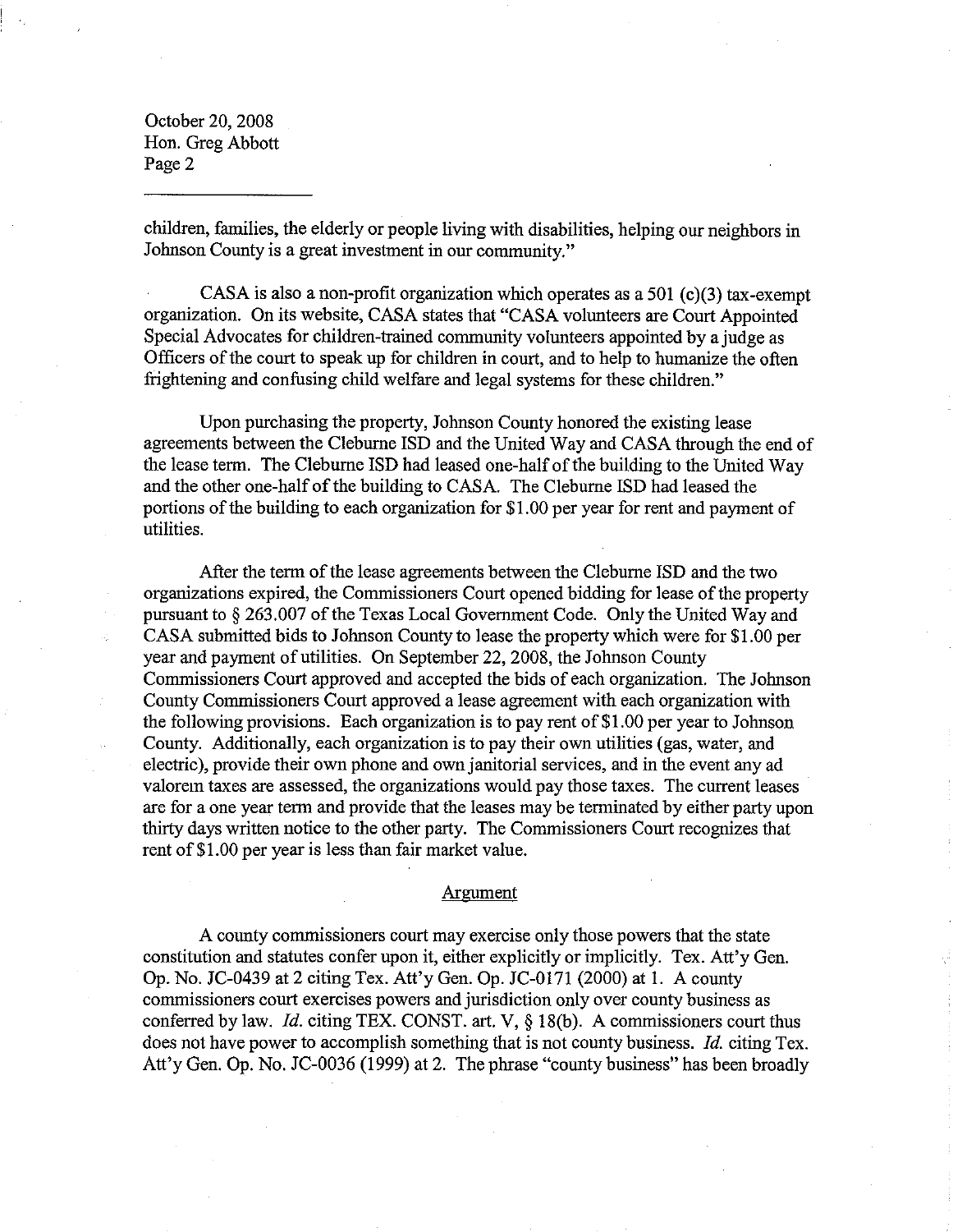children, families, the elderly or people living with disabilities, helping our neighbors in Johnson County is a great investment in our community."

CASA is also a non-profit organization which operates as a 501 (c)(3) tax-exempt organization. On its website, CASA states that "CASA volunteers are Court Appointed Special Advocates for children-trained community volunteers appointed by a judge as Officers of the court to speak up for children in court, and to help to humanize the often frightening and confusing child welfare and legal systems for these children."

Upon purchasing the property, Johnson County honored the existing lease agreements between the Cleburne ISD and the United Way and CASA through the end of the lease term. The Cleburne ISD had leased one-half of the building to the United Way and the other one-half of the building to CASA. The Cleburne ISD had leased the portions of the building to each organization for $1.00 per year for rent and payment of utilities.

After the term of the lease agreements between the Cleburne ISD and the two organizations expired, the Commissioners Court opened bidding for lease of the property pursuant to § 263.007 of the Texas Local Government Code. Only the United Way and CASA submitted bids to Johnson County to lease the property which were for $1.00 per year and payment of utilities. On September 22, 2008, the Johnson County Commissioners Court approved and accepted the bids of each organization. The Johnson County Commissioners Court approved a lease agreement with each organization with the following provisions. Each organization is to pay rent of $1.00 per year to Johnson County. Additionally, each organization is to pay their own utilities (gas, water, and electric), provide their own phone and own janitorial services, and in the event any ad valorem taxes are assessed, the organizations would pay those taxes. The current leases are for a one year term and provide that the leases may be terminated by either party upon thirty days written notice to the other party. The Commissioners Court recognizes that rent of $1.00 per year is less than fair market value.

## Argument

A county commissioners court may exercise only those powers that the state constitution and statutes confer upon it, either explicitly or implicitly. Tex. Att'y Gen. Op. No. JC-0439 at 2 citing Tex. Att'y Gen. Op. JC-0171 (2000) at 1. A county commissioners court exercises powers and jurisdiction only over county business as conferred by law. *Id.* citing TEX. CONST. art. V, § 18(b). A commissioners court thus does not have power to accomplish something that is not county business. *Id.* citing Tex. Att'y Gen. Op. No. JC-0036 (1999) at 2. The phrase "county business" has been broadly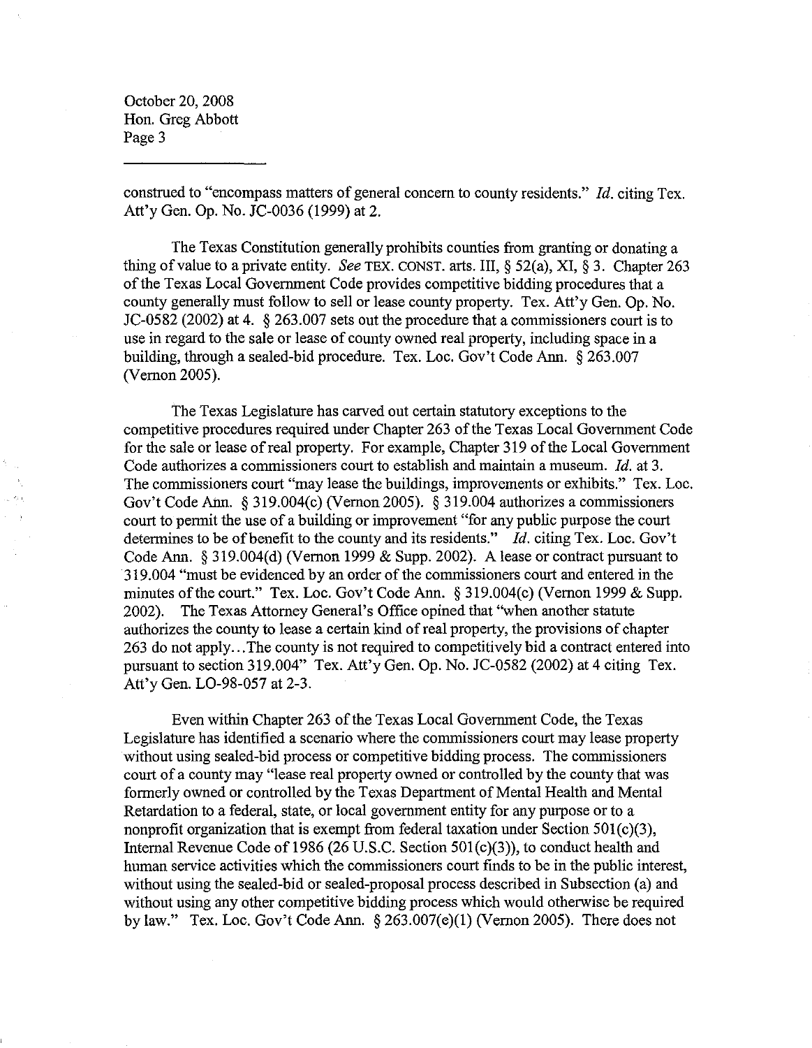construed to "encompass matters of general concern to county residents." *Id.* citing Tex. Att'y Gen. Op. No. JC-0036 (1999) at 2.

The Texas Constitution generally prohibits counties from granting or donating a thing of value to a private entity. *See* TEX. CONST. arts. III, § 52(a), XI, § 3. Chapter 263 of the Texas Local Government Code provides competitive bidding procedures that a county generally must follow to sell or lease county property. Tex. Att'y Gen. Op. No. JC-0582 (2002) at 4. § 263.007 sets out the procedure that a commissioners court is to use in regard to the sale or lease of county owned real property, including space in a building, through a sealed-bid procedure. Tex. Loc. Gov't Code Ann. § 263.007 (Vernon 2005).

The Texas Legislature has carved out certain statutory exceptions to the competitive procedures required under Chapter 263 of the Texas Local Government Code for the sale or lease of real property. For example, Chapter 319 of the Local Government Code authorizes a commissioners court to establish and maintain a museum. *Id.* at 3. The commissioners court "may lease the buildings, improvements or exhibits." Tex. Loc. Gov't Code Ann. § 319.004(c) (Vernon 2005). § 319.004 authorizes a commissioners court to permit the use of a building or improvement "for any public purpose the court determines to be of benefit to the county and its residents." *Id.* citing Tex. Loc. Gov't Code Ann. § 319.004(d) (Vernon 1999 & Supp. 2002). A lease or contract pursuant to 319.004 "must be evidenced by an order of the commissioners court and entered in the minutes of the court." Tex. Loc. Gov't Code Ann. § 319.004(c) (Vernon 1999 & Supp. 2002). The Texas Attorney General's Office opined that "when another statute authorizes the county to lease a certain kind of real property, the provisions of chapter 263 do not apply...The county is not required to competitively bid a contract entered into pursuant to section 319.004" Tex. Att'y Gen. Op. No. JC-0582 (2002) at 4 citing Tex. Att'y Gen. LO-98-057 at 2-3.

Even within Chapter 263 of the Texas Local Government Code, the Texas Legislature has identified a scenario where the commissioners court may lease property without using sealed-bid process or competitive bidding process. The commissioners court of a county may "lease real property owned or controlled by the county that was formerly owned or controlled by the Texas Department of Mental Health and Mental Retardation to a federal, state, or local government entity for any purpose or to a nonprofit organization that is exempt from federal taxation under Section 501(c)(3), Internal Revenue Code of 1986 (26 U.S.C. Section 501(c)(3)), to conduct health and human service activities which the commissioners court finds to be in the public interest, without using the sealed-bid or sealed-proposal process described in Subsection (a) and without using any other competitive bidding process which would otherwise be required by law." Tex. Loc. Gov't Code Ann. § 263.007(e)(1) (Vernon 2005). There does not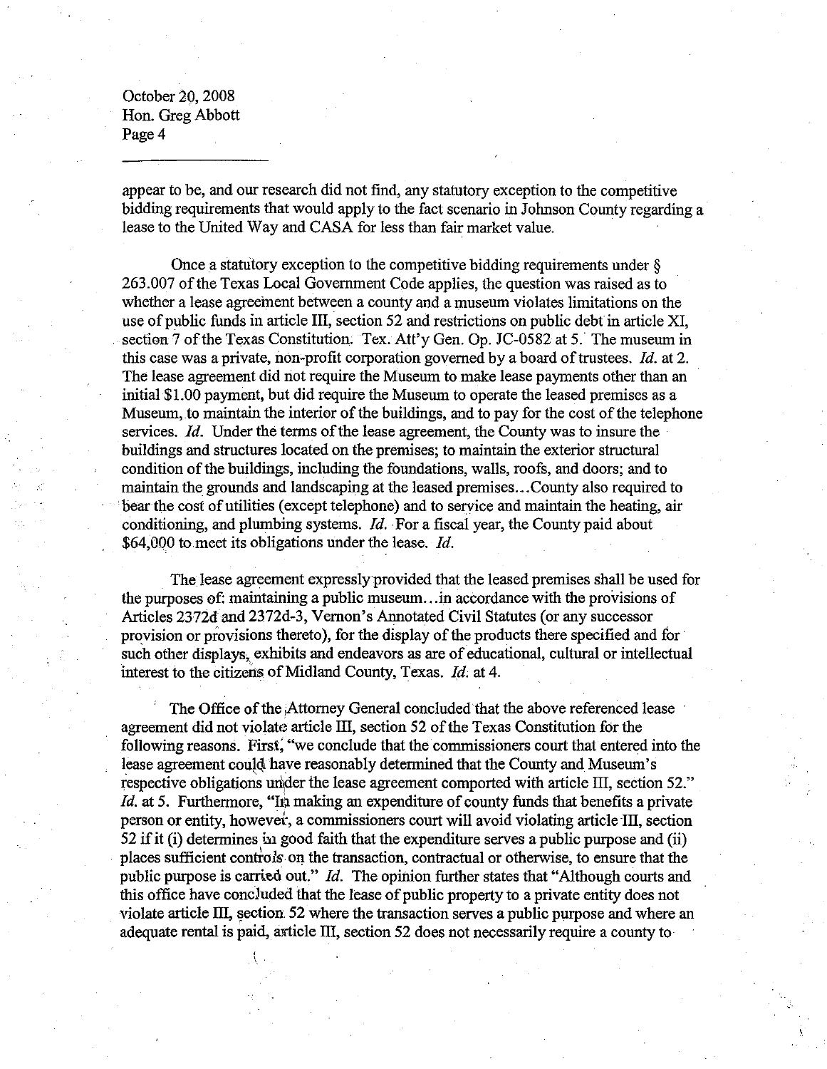appear to be, and our research did not find, any statutory exception to the competitive bidding requirements that would apply to the fact scenario in Johnson County regarding a lease to the United Way and CASA for less than fair market value.

Once a statutory exception to the competitive bidding requirements under § 263.007 of the Texas Local Government Code applies, the question was raised as to whether a lease agreement between a county and a museum violates limitations on the use of public funds in article III, section 52 and restrictions on public debt in article XI, section 7 of the Texas Constitution. Tex. Att'y Gen. Op. JC-0582 at 5. The museum in this case was a private, non-profit corporation governed by a board of trustees. *Id.* at 2. The lease agreement did not require the Museum to make lease payments other than an initial $1.00 payment, but did require the Museum to operate the leased premises as a Museum, to maintain the interior of the buildings, and to pay for the cost of the telephone services. *Id.* Under the terms of the lease agreement, the County was to insure the buildings and structures located on the premises; to maintain the exterior structural condition of the buildings, including the foundations, walls, roofs, and doors; and to maintain the grounds and landscaping at the leased premises…County also required to bear the cost of utilities (except telephone) and to service and maintain the heating, air conditioning, and plumbing systems. *Id.* For a fiscal year, the County paid about $64,000 to meet its obligations under the lease. *Id.*

The lease agreement expressly provided that the leased premises shall be used for the purposes of: maintaining a public museum…in accordance with the provisions of Articles 2372d and 2372d-3, Vernon's Annotated Civil Statutes (or any successor provision or provisions thereto), for the display of the products there specified and for such other displays, exhibits and endeavors as are of educational, cultural or intellectual interest to the citizens of Midland County, Texas. *Id.* at 4.

The Office of the Attorney General concluded that the above referenced lease agreement did not violate article III, section 52 of the Texas Constitution for the following reasons. First, "we conclude that the commissioners court that entered into the lease agreement could have reasonably determined that the County and Museum's respective obligations under the lease agreement comported with article III, section 52." *Id.* at 5. Furthermore, "In making an expenditure of county funds that benefits a private person or entity, however, a commissioners court will avoid violating article III, section 52 if it (i) determines in good faith that the expenditure serves a public purpose and (ii) places sufficient controls on the transaction, contractual or otherwise, to ensure that the public purpose is carried out." *Id.* The opinion further states that "Although courts and this office have concluded that the lease of public property to a private entity does not violate article III, section 52 where the transaction serves a public purpose and where an adequate rental is paid, article III, section 52 does not necessarily require a county to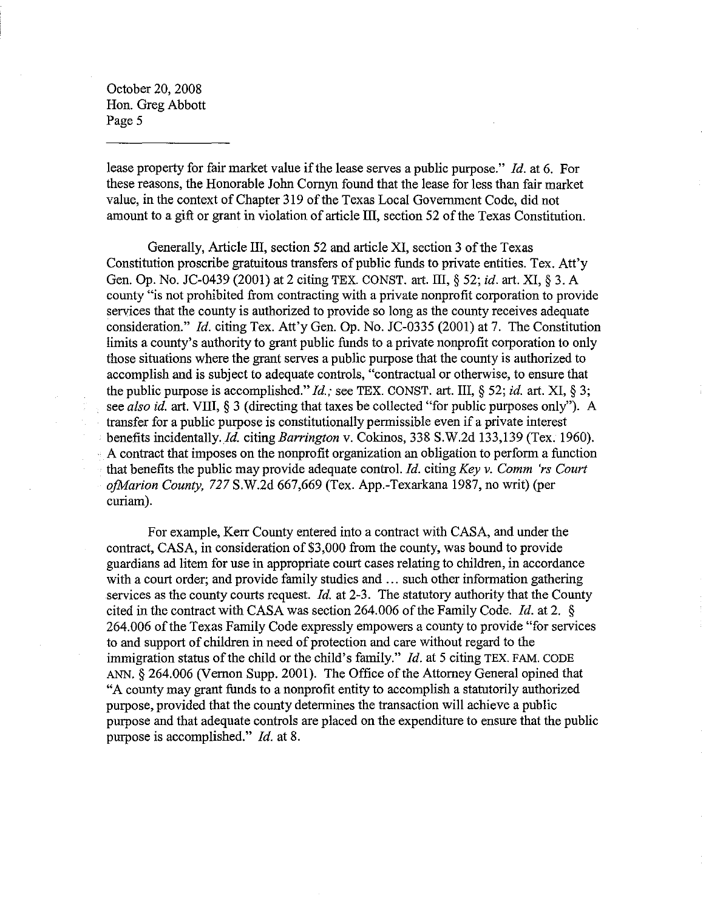lease property for fair market value if the lease serves a public purpose." *Id.* at 6. For these reasons, the Honorable John Cornyn found that the lease for less than fair market value, in the context of Chapter 319 of the Texas Local Government Code, did not amount to a gift or grant in violation of article III, section 52 of the Texas Constitution.

Generally, Article III, section 52 and article XI, section 3 of the Texas Constitution proscribe gratuitous transfers of public funds to private entities. Tex. Att'y Gen. Op. No. JC-0439 (2001) at 2 citing TEX. CONST. art. III, § 52; *id.* art. XI, § 3. A county "is not prohibited from contracting with a private nonprofit corporation to provide services that the county is authorized to provide so long as the county receives adequate consideration." *Id.* citing Tex. Att'y Gen. Op. No. JC-0335 (2001) at 7. The Constitution limits a county's authority to grant public funds to a private nonprofit corporation to only those situations where the grant serves a public purpose that the county is authorized to accomplish and is subject to adequate controls, "contractual or otherwise, to ensure that the public purpose is accomplished." *Id.*; see TEX. CONST. art. III, § 52; *id.* art. XI, § 3; see *also id.* art. VIII, § 3 (directing that taxes be collected "for public purposes only"). A transfer for a public purpose is constitutionally permissible even if a private interest benefits incidentally. *Id.* citing *Barrington* v. Cokinos, 338 S.W.2d 133,139 (Tex. 1960). A contract that imposes on the nonprofit organization an obligation to perform a function that benefits the public may provide adequate control. *Id.* citing *Key v. Comm 'rs Court ofMarion County, 727* S.W.2d 667,669 (Tex. App.-Texarkana 1987, no writ) (per curiam).

For example, Kerr County entered into a contract with CASA, and under the contract, CASA, in consideration of $3,000 from the county, was bound to provide guardians ad litem for use in appropriate court cases relating to children, in accordance with a court order; and provide family studies and ... such other information gathering services as the county courts request. *Id.* at 2-3. The statutory authority that the County cited in the contract with CASA was section 264.006 of the Family Code. *Id.* at 2. § 264.006 of the Texas Family Code expressly empowers a county to provide "for services to and support of children in need of protection and care without regard to the immigration status of the child or the child's family." *Id.* at 5 citing TEX. FAM. CODE ANN. § 264.006 (Vernon Supp. 2001). The Office of the Attorney General opined that "A county may grant funds to a nonprofit entity to accomplish a statutorily authorized purpose, provided that the county determines the transaction will achieve a public purpose and that adequate controls are placed on the expenditure to ensure that the public purpose is accomplished." *Id.* at 8.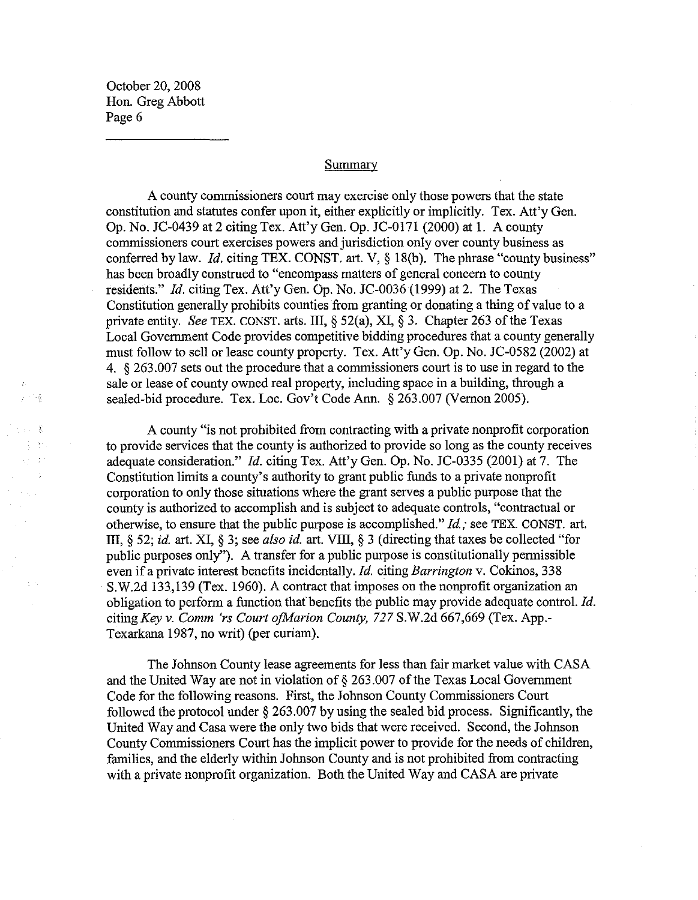## Summary

A county commissioners court may exercise only those powers that the state constitution and statutes confer upon it, either explicitly or implicitly. Tex. Att'y Gen. Op. No. JC-0439 at 2 citing Tex. Att'y Gen. Op. JC-0171 (2000) at 1. A county commissioners court exercises powers and jurisdiction only over county business as conferred by law. *Id.* citing TEX. CONST. art. V, § 18(b). The phrase "county business" has been broadly construed to "encompass matters of general concern to county residents." *Id.* citing Tex. Att'y Gen. Op. No. JC-0036 (1999) at 2. The Texas Constitution generally prohibits counties from granting or donating a thing of value to a private entity. *See* TEX. CONST. arts. III, § 52(a), XI, § 3. Chapter 263 of the Texas Local Government Code provides competitive bidding procedures that a county generally must follow to sell or lease county property. Tex. Att'y Gen. Op. No. JC-0582 (2002) at 4. § 263.007 sets out the procedure that a commissioners court is to use in regard to the sale or lease of county owned real property, including space in a building, through a sealed-bid procedure. Tex. Loc. Gov't Code Ann. § 263.007 (Vernon 2005).

A county "is not prohibited from contracting with a private nonprofit corporation to provide services that the county is authorized to provide so long as the county receives adequate consideration." *Id.* citing Tex. Att'y Gen. Op. No. JC-0335 (2001) at 7. The Constitution limits a county's authority to grant public funds to a private nonprofit corporation to only those situations where the grant serves a public purpose that the county is authorized to accomplish and is subject to adequate controls, "contractual or otherwise, to ensure that the public purpose is accomplished." *Id.*; see TEX. CONST. art. III, § 52; *id.* art. XI, § 3; see *also id.* art. VIII, § 3 (directing that taxes be collected "for public purposes only"). A transfer for a public purpose is constitutionally permissible even if a private interest benefits incidentally. *Id.* citing *Barrington* v. Cokinos, 338 S.W.2d 133,139 (Tex. 1960). A contract that imposes on the nonprofit organization an obligation to perform a function that benefits the public may provide adequate control. *Id.* citing *Key v. Comm 'rs Court ofMarion County, 727* S.W.2d 667,669 (Tex. App.-Texarkana 1987, no writ) (per curiam).

The Johnson County lease agreements for less than fair market value with CASA and the United Way are not in violation of § 263.007 of the Texas Local Government Code for the following reasons. First, the Johnson County Commissioners Court followed the protocol under § 263.007 by using the sealed bid process. Significantly, the United Way and Casa were the only two bids that were received. Second, the Johnson County Commissioners Court has the implicit power to provide for the needs of children, families, and the elderly within Johnson County and is not prohibited from contracting with a private nonprofit organization. Both the United Way and CASA are private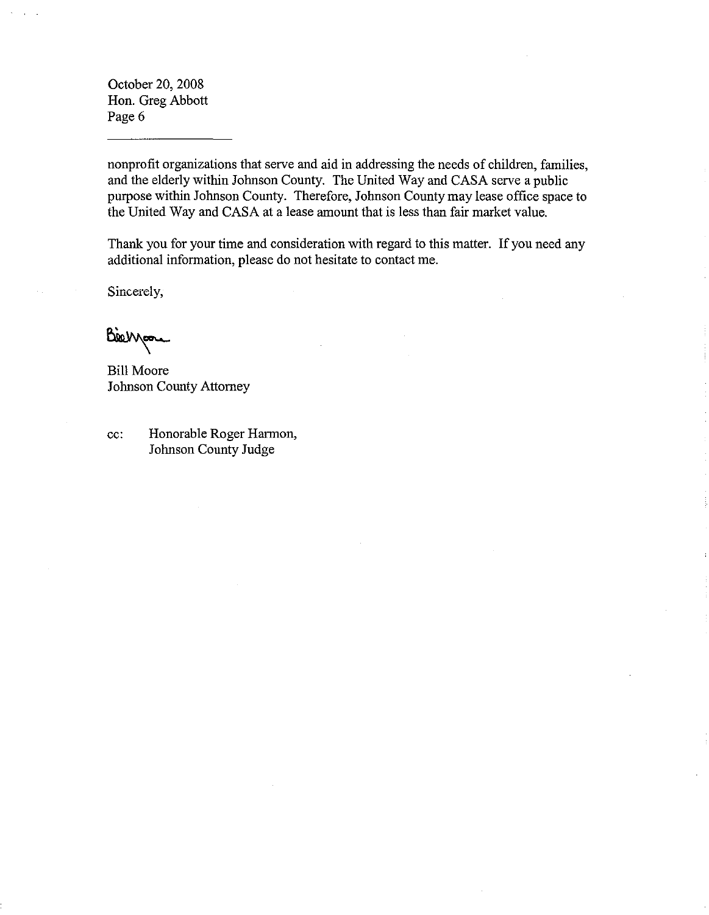nonprofit organizations that serve and aid in addressing the needs of children, families, and the elderly within Johnson County. The United Way and CASA serve a public purpose within Johnson County. Therefore, Johnson County may lease office space to the United Way and CASA at a lease amount that is less than fair market value.

Thank you for your time and consideration with regard to this matter. If you need any additional information, please do not hesitate to contact me.

Sincerely,

Bill Moore
Johnson County Attorney

cc: Honorable Roger Harmon,
Johnson County Judge